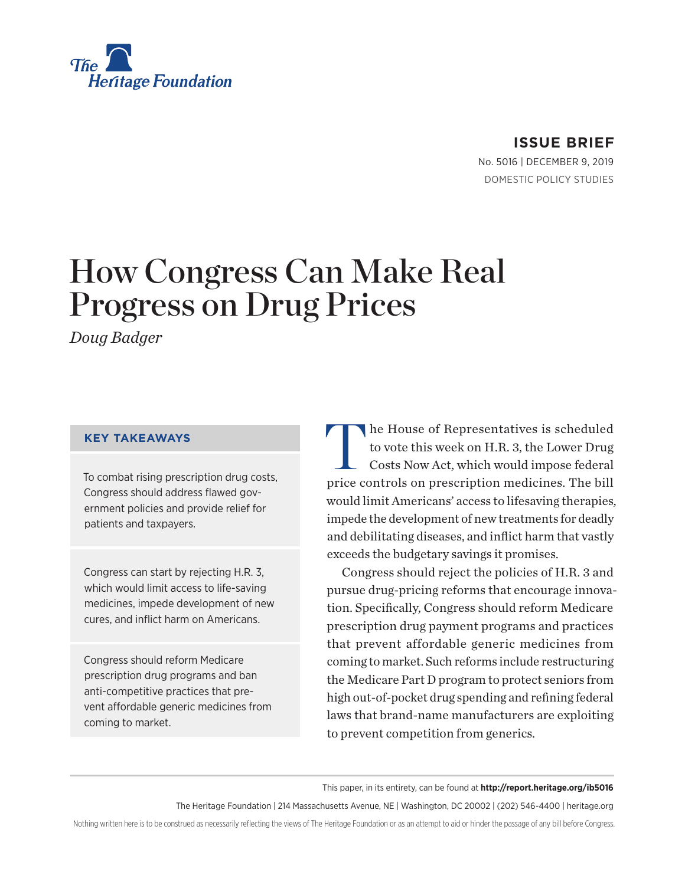The Heritage Foundation

**ISSUE BRIEF**

No. 5016 | DECEMBER 9, 2019

DOMESTIC POLICY STUDIES

# How Congress Can Make Real Progress on Drug Prices

*Doug Badger*

### KEY TAKEAWAYS

To combat rising prescription drug costs, Congress should address flawed government policies and provide relief for patients and taxpayers.

Congress can start by rejecting H.R. 3, which would limit access to life-saving medicines, impede development of new cures, and inflict harm on Americans.

Congress should reform Medicare prescription drug programs and ban anti-competitive practices that prevent affordable generic medicines from coming to market.

The House of Representatives is scheduled to vote this week on H.R. 3, the Lower Drug Costs Now Act, which would impose federal price controls on prescription medicines. The bill would limit Americans' access to lifesaving therapies, impede the development of new treatments for deadly and debilitating diseases, and inflict harm that vastly exceeds the budgetary savings it promises.

Congress should reject the policies of H.R. 3 and pursue drug-pricing reforms that encourage innovation. Specifically, Congress should reform Medicare prescription drug payment programs and practices that prevent affordable generic medicines from coming to market. Such reforms include restructuring the Medicare Part D program to protect seniors from high out-of-pocket drug spending and refining federal laws that brand-name manufacturers are exploiting to prevent competition from generics.

This paper, in its entirety, can be found at **http://report.heritage.org/ib5016**

The Heritage Foundation | 214 Massachusetts Avenue, NE | Washington, DC 20002 | (202) 546-4400 | heritage.org

Nothing written here is to be construed as necessarily reflecting the views of The Heritage Foundation or as an attempt to aid or hinder the passage of any bill before Congress.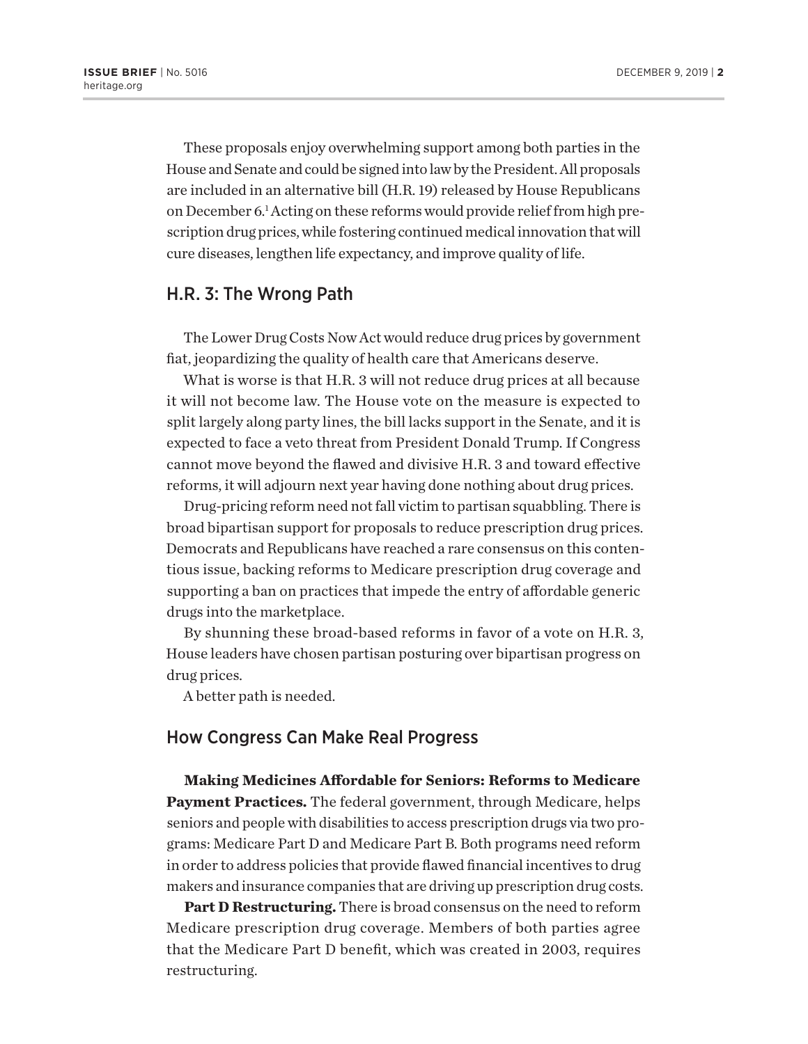These proposals enjoy overwhelming support among both parties in the House and Senate and could be signed into law by the President. All proposals are included in an alternative bill (H.R. 19) released by House Republicans on December 6.[1] Acting on these reforms would provide relief from high prescription drug prices, while fostering continued medical innovation that will cure diseases, lengthen life expectancy, and improve quality of life.

## H.R. 3: The Wrong Path

The Lower Drug Costs Now Act would reduce drug prices by government fiat, jeopardizing the quality of health care that Americans deserve.

What is worse is that H.R. 3 will not reduce drug prices at all because it will not become law. The House vote on the measure is expected to split largely along party lines, the bill lacks support in the Senate, and it is expected to face a veto threat from President Donald Trump. If Congress cannot move beyond the flawed and divisive H.R. 3 and toward effective reforms, it will adjourn next year having done nothing about drug prices.

Drug-pricing reform need not fall victim to partisan squabbling. There is broad bipartisan support for proposals to reduce prescription drug prices. Democrats and Republicans have reached a rare consensus on this contentious issue, backing reforms to Medicare prescription drug coverage and supporting a ban on practices that impede the entry of affordable generic drugs into the marketplace.

By shunning these broad-based reforms in favor of a vote on H.R. 3, House leaders have chosen partisan posturing over bipartisan progress on drug prices.

A better path is needed.

## How Congress Can Make Real Progress

**Making Medicines Affordable for Seniors: Reforms to Medicare Payment Practices.** The federal government, through Medicare, helps seniors and people with disabilities to access prescription drugs via two programs: Medicare Part D and Medicare Part B. Both programs need reform in order to address policies that provide flawed financial incentives to drug makers and insurance companies that are driving up prescription drug costs.

**Part D Restructuring.** There is broad consensus on the need to reform Medicare prescription drug coverage. Members of both parties agree that the Medicare Part D benefit, which was created in 2003, requires restructuring.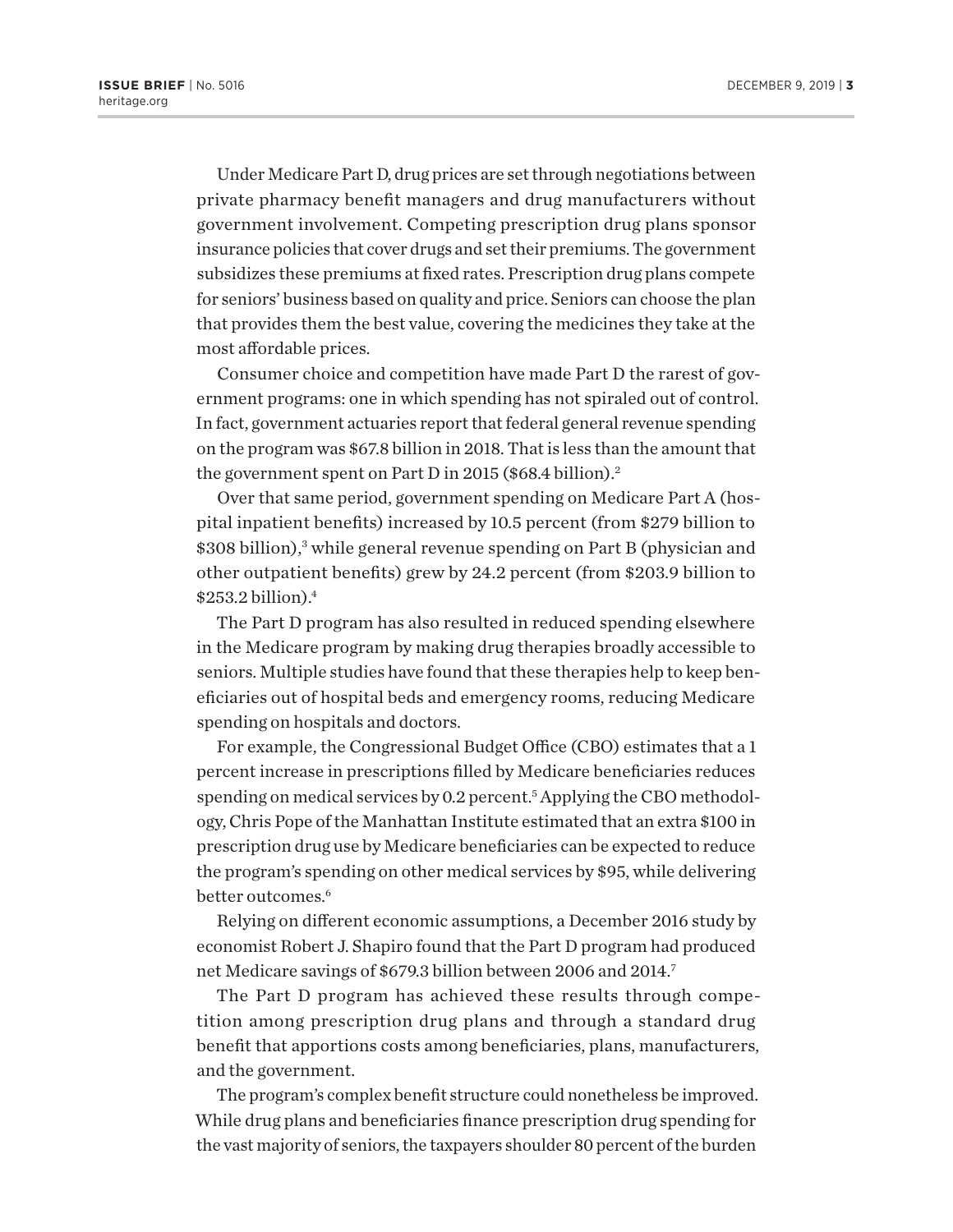Under Medicare Part D, drug prices are set through negotiations between private pharmacy benefit managers and drug manufacturers without government involvement. Competing prescription drug plans sponsor insurance policies that cover drugs and set their premiums. The government subsidizes these premiums at fixed rates. Prescription drug plans compete for seniors' business based on quality and price. Seniors can choose the plan that provides them the best value, covering the medicines they take at the most affordable prices.

Consumer choice and competition have made Part D the rarest of government programs: one in which spending has not spiraled out of control. In fact, government actuaries report that federal general revenue spending on the program was $67.8 billion in 2018. That is less than the amount that the government spent on Part D in 2015 ($68.4 billion).[2]

Over that same period, government spending on Medicare Part A (hospital inpatient benefits) increased by 10.5 percent (from $279 billion to $308 billion),[3] while general revenue spending on Part B (physician and other outpatient benefits) grew by 24.2 percent (from $203.9 billion to $253.2 billion).[4]

The Part D program has also resulted in reduced spending elsewhere in the Medicare program by making drug therapies broadly accessible to seniors. Multiple studies have found that these therapies help to keep beneficiaries out of hospital beds and emergency rooms, reducing Medicare spending on hospitals and doctors.

For example, the Congressional Budget Office (CBO) estimates that a 1 percent increase in prescriptions filled by Medicare beneficiaries reduces spending on medical services by 0.2 percent.[5] Applying the CBO methodology, Chris Pope of the Manhattan Institute estimated that an extra $100 in prescription drug use by Medicare beneficiaries can be expected to reduce the program's spending on other medical services by $95, while delivering better outcomes.[6]

Relying on different economic assumptions, a December 2016 study by economist Robert J. Shapiro found that the Part D program had produced net Medicare savings of $679.3 billion between 2006 and 2014.[7]

The Part D program has achieved these results through competition among prescription drug plans and through a standard drug benefit that apportions costs among beneficiaries, plans, manufacturers, and the government.

The program's complex benefit structure could nonetheless be improved. While drug plans and beneficiaries finance prescription drug spending for the vast majority of seniors, the taxpayers shoulder 80 percent of the burden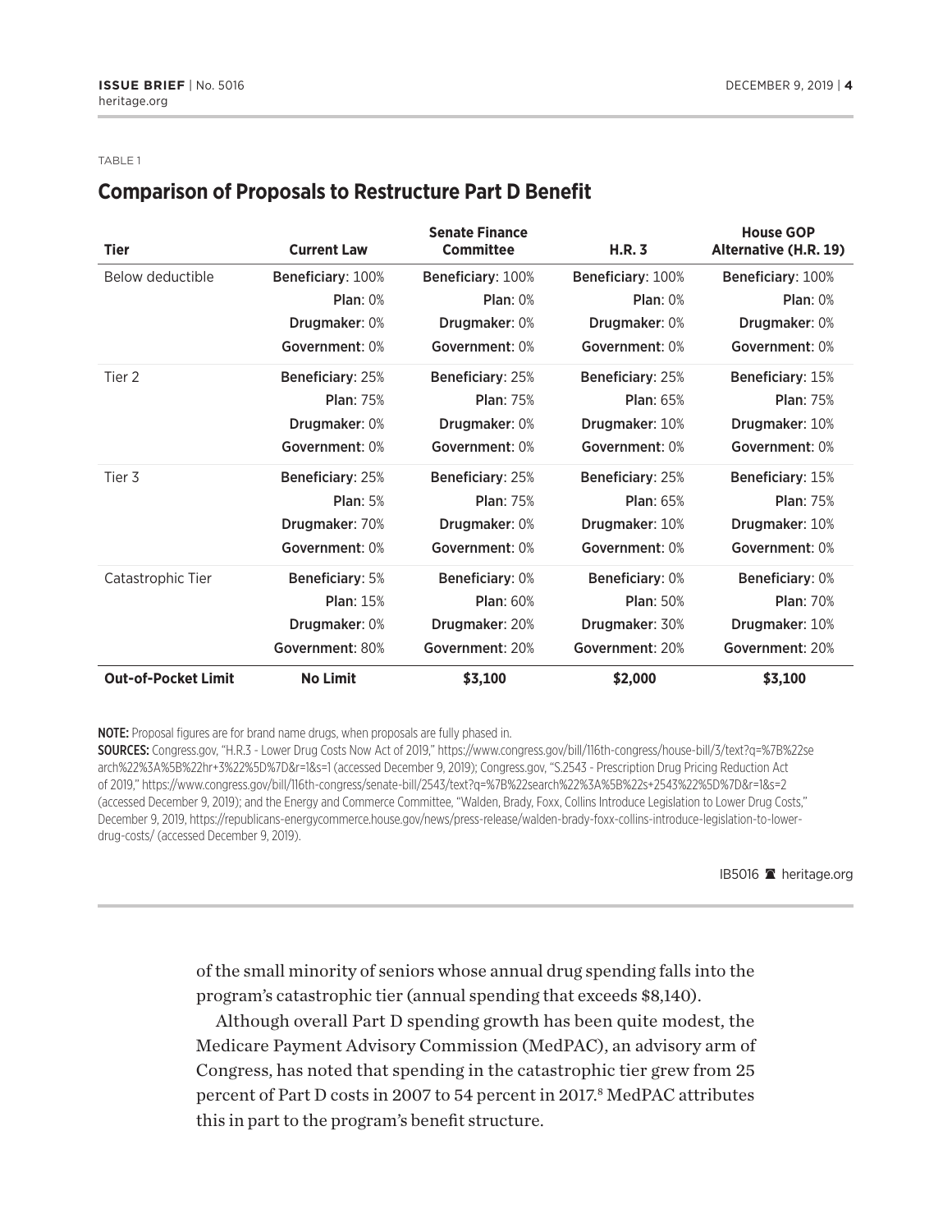TABLE 1

## Comparison of Proposals to Restructure Part D Benefit

| Tier | Current Law | Senate Finance Committee | H.R. 3 | House GOP Alternative (H.R. 19) |
|---|---|---|---|---|
| Below deductible | **Beneficiary**: 100%<br>**Plan**: 0%<br>**Drugmaker**: 0%<br>**Government**: 0% | **Beneficiary**: 100%<br>**Plan**: 0%<br>**Drugmaker**: 0%<br>**Government**: 0% | **Beneficiary**: 100%<br>**Plan**: 0%<br>**Drugmaker**: 0%<br>**Government**: 0% | **Beneficiary**: 100%<br>**Plan**: 0%<br>**Drugmaker**: 0%<br>**Government**: 0% |
| Tier 2 | **Beneficiary**: 25%<br>**Plan**: 75%<br>**Drugmaker**: 0%<br>**Government**: 0% | **Beneficiary**: 25%<br>**Plan**: 75%<br>**Drugmaker**: 0%<br>**Government**: 0% | **Beneficiary**: 25%<br>**Plan**: 65%<br>**Drugmaker**: 10%<br>**Government**: 0% | **Beneficiary**: 15%<br>**Plan**: 75%<br>**Drugmaker**: 10%<br>**Government**: 0% |
| Tier 3 | **Beneficiary**: 25%<br>**Plan**: 5%<br>**Drugmaker**: 70%<br>**Government**: 0% | **Beneficiary**: 25%<br>**Plan**: 75%<br>**Drugmaker**: 0%<br>**Government**: 0% | **Beneficiary**: 25%<br>**Plan**: 65%<br>**Drugmaker**: 10%<br>**Government**: 0% | **Beneficiary**: 15%<br>**Plan**: 75%<br>**Drugmaker**: 10%<br>**Government**: 0% |
| Catastrophic Tier | **Beneficiary**: 5%<br>**Plan**: 15%<br>**Drugmaker**: 0%<br>**Government**: 80% | **Beneficiary**: 0%<br>**Plan**: 60%<br>**Drugmaker**: 20%<br>**Government**: 20% | **Beneficiary**: 0%<br>**Plan**: 50%<br>**Drugmaker**: 30%<br>**Government**: 20% | **Beneficiary**: 0%<br>**Plan**: 70%<br>**Drugmaker**: 10%<br>**Government**: 20% |
| **Out-of-Pocket Limit** | **No Limit** | **$3,100** | **$2,000** | **$3,100** |

**NOTE:** Proposal figures are for brand name drugs, when proposals are fully phased in.

**SOURCES:** Congress.gov, "H.R.3 - Lower Drug Costs Now Act of 2019," https://www.congress.gov/bill/116th-congress/house-bill/3/text?q=%7B%22search%22%3A%5B%22hr+3%22%5D%7D&r=1&s=1 (accessed December 9, 2019); Congress.gov, "S.2543 - Prescription Drug Pricing Reduction Act of 2019," https://www.congress.gov/bill/116th-congress/senate-bill/2543/text?q=%7B%22search%22%3A%5B%22s+2543%22%5D%7D&r=1&s=2 (accessed December 9, 2019); and the Energy and Commerce Committee, "Walden, Brady, Foxx, Collins Introduce Legislation to Lower Drug Costs," December 9, 2019, https://republicans-energycommerce.house.gov/news/press-release/walden-brady-foxx-collins-introduce-legislation-to-lower-drug-costs/ (accessed December 9, 2019).

IB5016 heritage.org

of the small minority of seniors whose annual drug spending falls into the program's catastrophic tier (annual spending that exceeds $8,140).

Although overall Part D spending growth has been quite modest, the Medicare Payment Advisory Commission (MedPAC), an advisory arm of Congress, has noted that spending in the catastrophic tier grew from 25 percent of Part D costs in 2007 to 54 percent in 2017.[8] MedPAC attributes this in part to the program's benefit structure.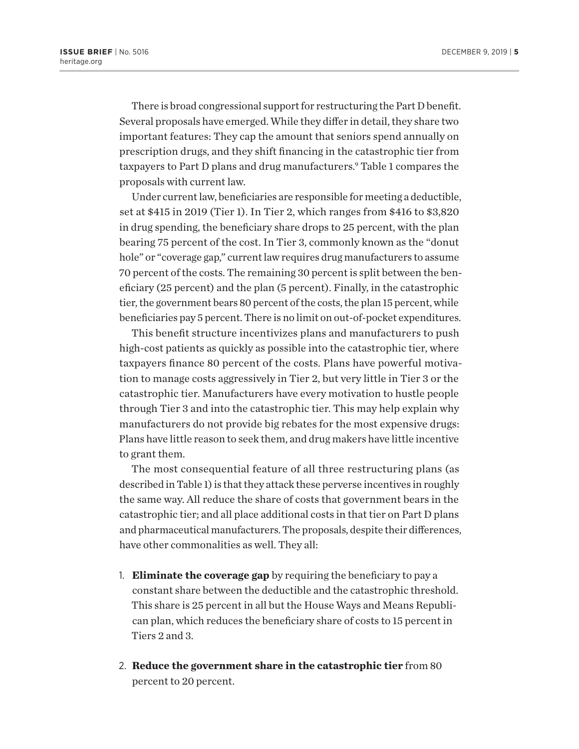There is broad congressional support for restructuring the Part D benefit. Several proposals have emerged. While they differ in detail, they share two important features: They cap the amount that seniors spend annually on prescription drugs, and they shift financing in the catastrophic tier from taxpayers to Part D plans and drug manufacturers.[9] Table 1 compares the proposals with current law.

Under current law, beneficiaries are responsible for meeting a deductible, set at $415 in 2019 (Tier 1). In Tier 2, which ranges from $416 to $3,820 in drug spending, the beneficiary share drops to 25 percent, with the plan bearing 75 percent of the cost. In Tier 3, commonly known as the "donut hole" or "coverage gap," current law requires drug manufacturers to assume 70 percent of the costs. The remaining 30 percent is split between the beneficiary (25 percent) and the plan (5 percent). Finally, in the catastrophic tier, the government bears 80 percent of the costs, the plan 15 percent, while beneficiaries pay 5 percent. There is no limit on out-of-pocket expenditures.

This benefit structure incentivizes plans and manufacturers to push high-cost patients as quickly as possible into the catastrophic tier, where taxpayers finance 80 percent of the costs. Plans have powerful motivation to manage costs aggressively in Tier 2, but very little in Tier 3 or the catastrophic tier. Manufacturers have every motivation to hustle people through Tier 3 and into the catastrophic tier. This may help explain why manufacturers do not provide big rebates for the most expensive drugs: Plans have little reason to seek them, and drug makers have little incentive to grant them.

The most consequential feature of all three restructuring plans (as described in Table 1) is that they attack these perverse incentives in roughly the same way. All reduce the share of costs that government bears in the catastrophic tier; and all place additional costs in that tier on Part D plans and pharmaceutical manufacturers. The proposals, despite their differences, have other commonalities as well. They all:

1. **Eliminate the coverage gap** by requiring the beneficiary to pay a constant share between the deductible and the catastrophic threshold. This share is 25 percent in all but the House Ways and Means Republican plan, which reduces the beneficiary share of costs to 15 percent in Tiers 2 and 3.

2. **Reduce the government share in the catastrophic tier** from 80 percent to 20 percent.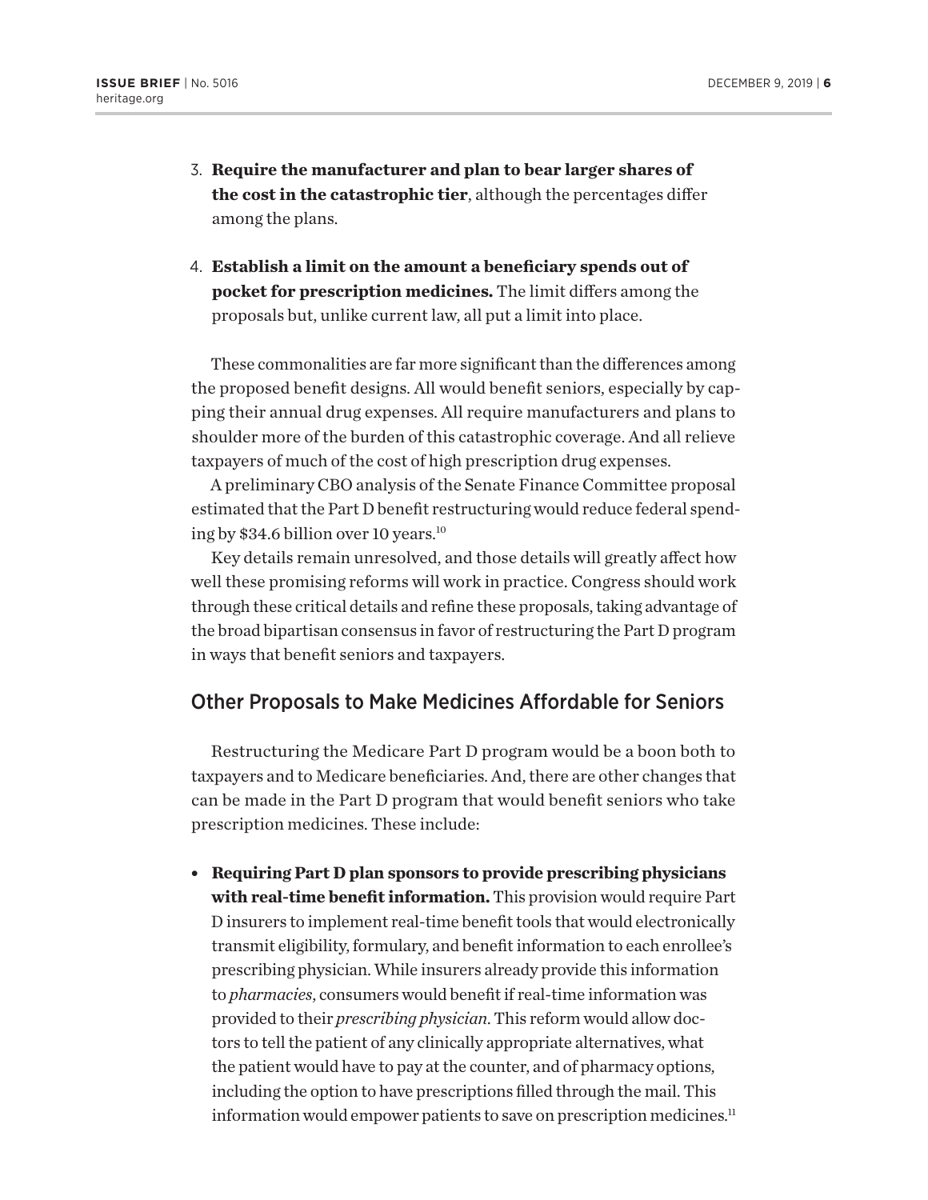3. **Require the manufacturer and plan to bear larger shares of the cost in the catastrophic tier**, although the percentages differ among the plans.

4. **Establish a limit on the amount a beneficiary spends out of pocket for prescription medicines.** The limit differs among the proposals but, unlike current law, all put a limit into place.

These commonalities are far more significant than the differences among the proposed benefit designs. All would benefit seniors, especially by capping their annual drug expenses. All require manufacturers and plans to shoulder more of the burden of this catastrophic coverage. And all relieve taxpayers of much of the cost of high prescription drug expenses.

A preliminary CBO analysis of the Senate Finance Committee proposal estimated that the Part D benefit restructuring would reduce federal spending by $34.6 billion over 10 years.[10]

Key details remain unresolved, and those details will greatly affect how well these promising reforms will work in practice. Congress should work through these critical details and refine these proposals, taking advantage of the broad bipartisan consensus in favor of restructuring the Part D program in ways that benefit seniors and taxpayers.

## Other Proposals to Make Medicines Affordable for Seniors

Restructuring the Medicare Part D program would be a boon both to taxpayers and to Medicare beneficiaries. And, there are other changes that can be made in the Part D program that would benefit seniors who take prescription medicines. These include:

- **Requiring Part D plan sponsors to provide prescribing physicians with real-time benefit information.** This provision would require Part D insurers to implement real-time benefit tools that would electronically transmit eligibility, formulary, and benefit information to each enrollee's prescribing physician. While insurers already provide this information to *pharmacies*, consumers would benefit if real-time information was provided to their *prescribing physician*. This reform would allow doctors to tell the patient of any clinically appropriate alternatives, what the patient would have to pay at the counter, and of pharmacy options, including the option to have prescriptions filled through the mail. This information would empower patients to save on prescription medicines.[11]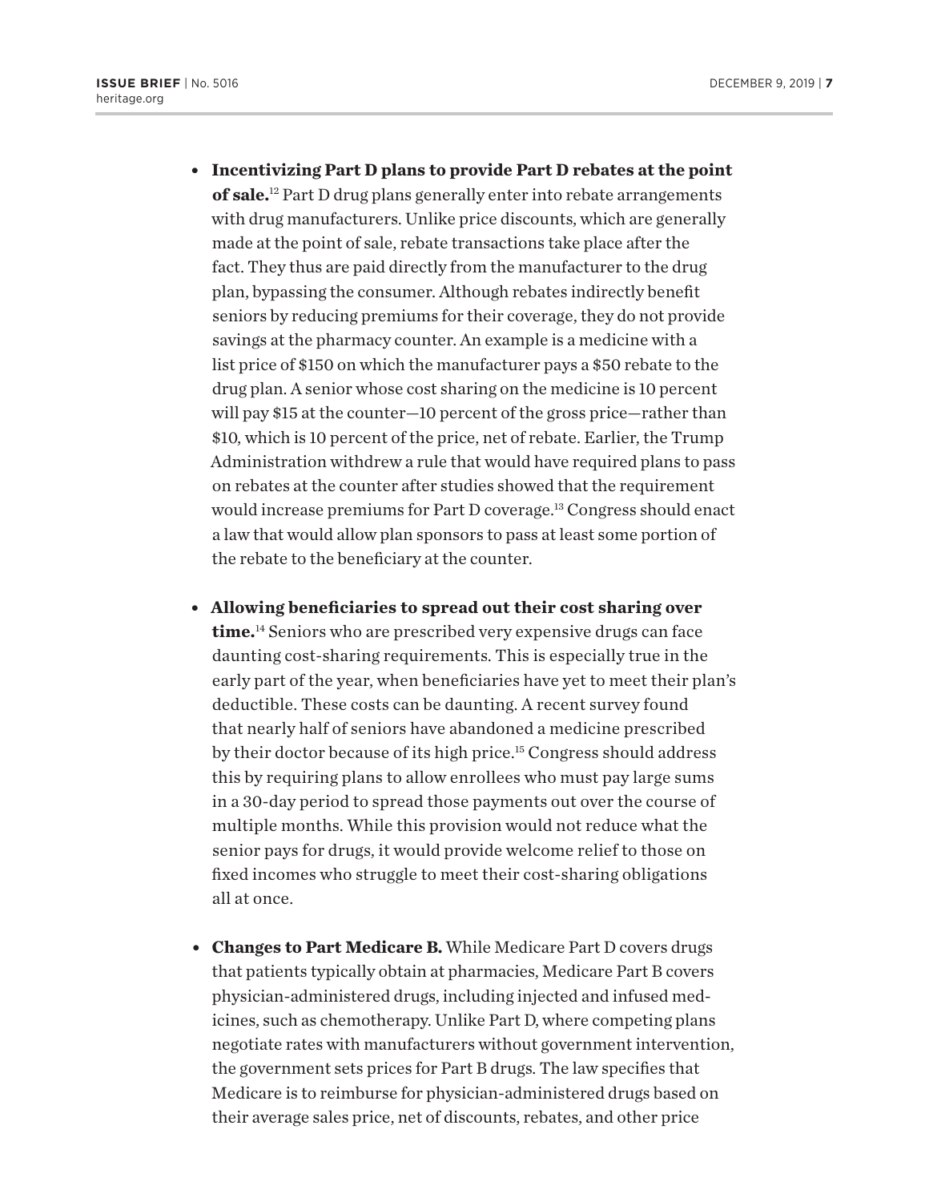- **Incentivizing Part D plans to provide Part D rebates at the point of sale.**[12] Part D drug plans generally enter into rebate arrangements with drug manufacturers. Unlike price discounts, which are generally made at the point of sale, rebate transactions take place after the fact. They thus are paid directly from the manufacturer to the drug plan, bypassing the consumer. Although rebates indirectly benefit seniors by reducing premiums for their coverage, they do not provide savings at the pharmacy counter. An example is a medicine with a list price of $150 on which the manufacturer pays a $50 rebate to the drug plan. A senior whose cost sharing on the medicine is 10 percent will pay $15 at the counter—10 percent of the gross price—rather than $10, which is 10 percent of the price, net of rebate. Earlier, the Trump Administration withdrew a rule that would have required plans to pass on rebates at the counter after studies showed that the requirement would increase premiums for Part D coverage.[13] Congress should enact a law that would allow plan sponsors to pass at least some portion of the rebate to the beneficiary at the counter.

- **Allowing beneficiaries to spread out their cost sharing over time.**[14] Seniors who are prescribed very expensive drugs can face daunting cost-sharing requirements. This is especially true in the early part of the year, when beneficiaries have yet to meet their plan's deductible. These costs can be daunting. A recent survey found that nearly half of seniors have abandoned a medicine prescribed by their doctor because of its high price.[15] Congress should address this by requiring plans to allow enrollees who must pay large sums in a 30-day period to spread those payments out over the course of multiple months. While this provision would not reduce what the senior pays for drugs, it would provide welcome relief to those on fixed incomes who struggle to meet their cost-sharing obligations all at once.

- **Changes to Part Medicare B.** While Medicare Part D covers drugs that patients typically obtain at pharmacies, Medicare Part B covers physician-administered drugs, including injected and infused medicines, such as chemotherapy. Unlike Part D, where competing plans negotiate rates with manufacturers without government intervention, the government sets prices for Part B drugs. The law specifies that Medicare is to reimburse for physician-administered drugs based on their average sales price, net of discounts, rebates, and other price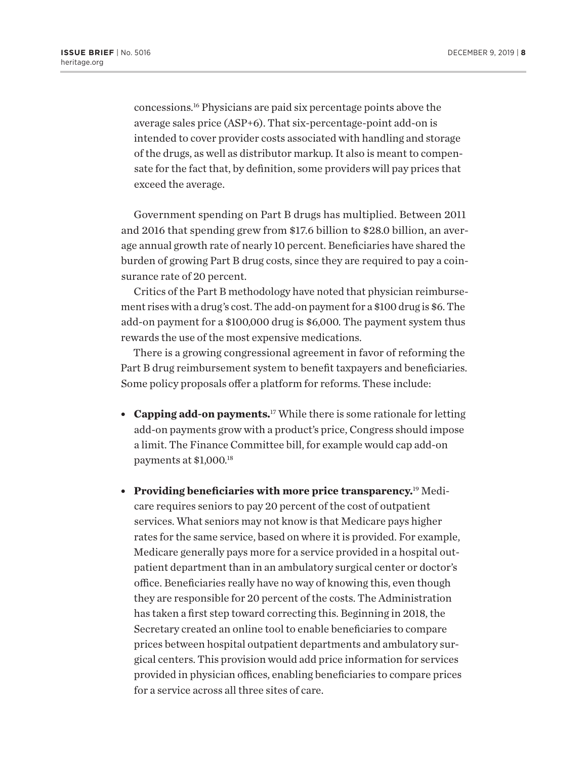concessions.[16] Physicians are paid six percentage points above the average sales price (ASP+6). That six-percentage-point add-on is intended to cover provider costs associated with handling and storage of the drugs, as well as distributor markup. It also is meant to compensate for the fact that, by definition, some providers will pay prices that exceed the average.

Government spending on Part B drugs has multiplied. Between 2011 and 2016 that spending grew from $17.6 billion to $28.0 billion, an average annual growth rate of nearly 10 percent. Beneficiaries have shared the burden of growing Part B drug costs, since they are required to pay a coinsurance rate of 20 percent.

Critics of the Part B methodology have noted that physician reimbursement rises with a drug's cost. The add-on payment for a $100 drug is $6. The add-on payment for a $100,000 drug is $6,000. The payment system thus rewards the use of the most expensive medications.

There is a growing congressional agreement in favor of reforming the Part B drug reimbursement system to benefit taxpayers and beneficiaries. Some policy proposals offer a platform for reforms. These include:

- **Capping add-on payments.**[17] While there is some rationale for letting add-on payments grow with a product's price, Congress should impose a limit. The Finance Committee bill, for example would cap add-on payments at $1,000.[18]

- **Providing beneficiaries with more price transparency.**[19] Medicare requires seniors to pay 20 percent of the cost of outpatient services. What seniors may not know is that Medicare pays higher rates for the same service, based on where it is provided. For example, Medicare generally pays more for a service provided in a hospital outpatient department than in an ambulatory surgical center or doctor's office. Beneficiaries really have no way of knowing this, even though they are responsible for 20 percent of the costs. The Administration has taken a first step toward correcting this. Beginning in 2018, the Secretary created an online tool to enable beneficiaries to compare prices between hospital outpatient departments and ambulatory surgical centers. This provision would add price information for services provided in physician offices, enabling beneficiaries to compare prices for a service across all three sites of care.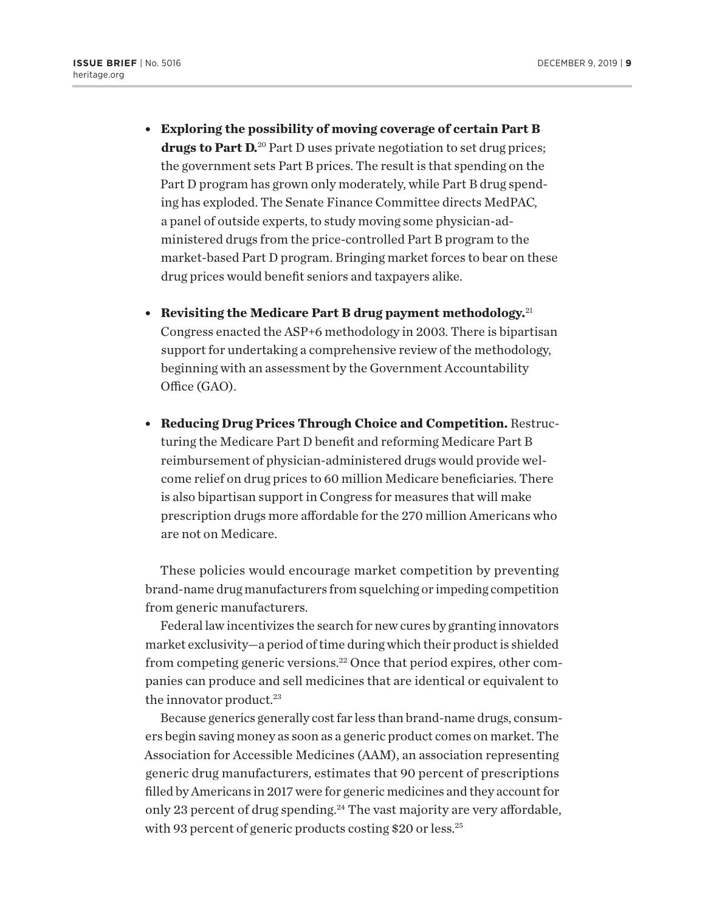- **Exploring the possibility of moving coverage of certain Part B drugs to Part D.**[20] Part D uses private negotiation to set drug prices; the government sets Part B prices. The result is that spending on the Part D program has grown only moderately, while Part B drug spending has exploded. The Senate Finance Committee directs MedPAC, a panel of outside experts, to study moving some physician-administered drugs from the price-controlled Part B program to the market-based Part D program. Bringing market forces to bear on these drug prices would benefit seniors and taxpayers alike.

- **Revisiting the Medicare Part B drug payment methodology.**[21] Congress enacted the ASP+6 methodology in 2003. There is bipartisan support for undertaking a comprehensive review of the methodology, beginning with an assessment by the Government Accountability Office (GAO).

- **Reducing Drug Prices Through Choice and Competition.** Restructuring the Medicare Part D benefit and reforming Medicare Part B reimbursement of physician-administered drugs would provide welcome relief on drug prices to 60 million Medicare beneficiaries. There is also bipartisan support in Congress for measures that will make prescription drugs more affordable for the 270 million Americans who are not on Medicare.

These policies would encourage market competition by preventing brand-name drug manufacturers from squelching or impeding competition from generic manufacturers.

Federal law incentivizes the search for new cures by granting innovators market exclusivity—a period of time during which their product is shielded from competing generic versions.[22] Once that period expires, other companies can produce and sell medicines that are identical or equivalent to the innovator product.[23]

Because generics generally cost far less than brand-name drugs, consumers begin saving money as soon as a generic product comes on market. The Association for Accessible Medicines (AAM), an association representing generic drug manufacturers, estimates that 90 percent of prescriptions filled by Americans in 2017 were for generic medicines and they account for only 23 percent of drug spending.[24] The vast majority are very affordable, with 93 percent of generic products costing $20 or less.[25]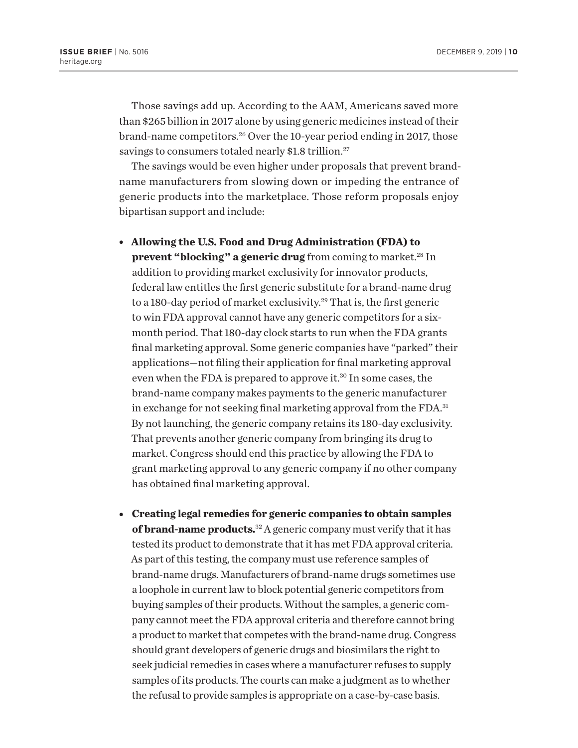Those savings add up. According to the AAM, Americans saved more than $265 billion in 2017 alone by using generic medicines instead of their brand-name competitors.[26] Over the 10-year period ending in 2017, those savings to consumers totaled nearly $1.8 trillion.[27]

The savings would be even higher under proposals that prevent brand-name manufacturers from slowing down or impeding the entrance of generic products into the marketplace. Those reform proposals enjoy bipartisan support and include:

- **Allowing the U.S. Food and Drug Administration (FDA) to prevent "blocking" a generic drug** from coming to market.[28] In addition to providing market exclusivity for innovator products, federal law entitles the first generic substitute for a brand-name drug to a 180-day period of market exclusivity.[29] That is, the first generic to win FDA approval cannot have any generic competitors for a six-month period. That 180-day clock starts to run when the FDA grants final marketing approval. Some generic companies have "parked" their applications—not filing their application for final marketing approval even when the FDA is prepared to approve it.[30] In some cases, the brand-name company makes payments to the generic manufacturer in exchange for not seeking final marketing approval from the FDA.[31] By not launching, the generic company retains its 180-day exclusivity. That prevents another generic company from bringing its drug to market. Congress should end this practice by allowing the FDA to grant marketing approval to any generic company if no other company has obtained final marketing approval.

- **Creating legal remedies for generic companies to obtain samples of brand-name products.**[32] A generic company must verify that it has tested its product to demonstrate that it has met FDA approval criteria. As part of this testing, the company must use reference samples of brand-name drugs. Manufacturers of brand-name drugs sometimes use a loophole in current law to block potential generic competitors from buying samples of their products. Without the samples, a generic company cannot meet the FDA approval criteria and therefore cannot bring a product to market that competes with the brand-name drug. Congress should grant developers of generic drugs and biosimilars the right to seek judicial remedies in cases where a manufacturer refuses to supply samples of its products. The courts can make a judgment as to whether the refusal to provide samples is appropriate on a case-by-case basis.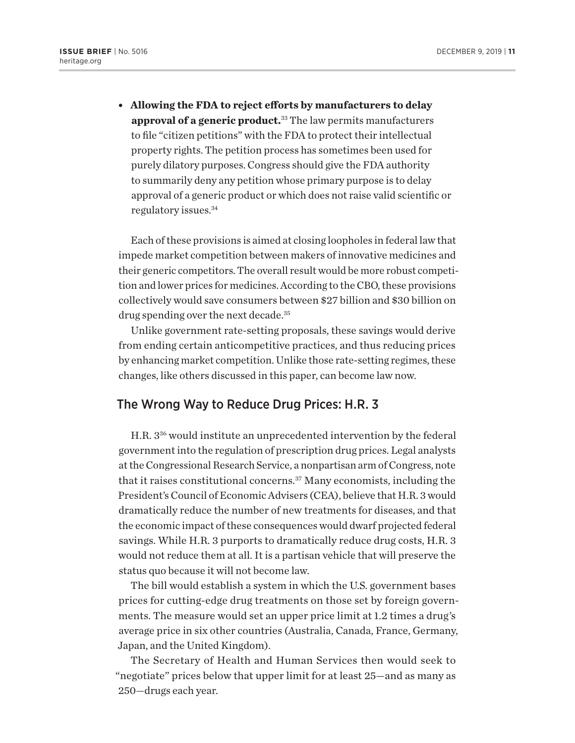- **Allowing the FDA to reject efforts by manufacturers to delay approval of a generic product.**[33] The law permits manufacturers to file "citizen petitions" with the FDA to protect their intellectual property rights. The petition process has sometimes been used for purely dilatory purposes. Congress should give the FDA authority to summarily deny any petition whose primary purpose is to delay approval of a generic product or which does not raise valid scientific or regulatory issues.[34]

Each of these provisions is aimed at closing loopholes in federal law that impede market competition between makers of innovative medicines and their generic competitors. The overall result would be more robust competition and lower prices for medicines. According to the CBO, these provisions collectively would save consumers between $27 billion and $30 billion on drug spending over the next decade.[35]

Unlike government rate-setting proposals, these savings would derive from ending certain anticompetitive practices, and thus reducing prices by enhancing market competition. Unlike those rate-setting regimes, these changes, like others discussed in this paper, can become law now.

## The Wrong Way to Reduce Drug Prices: H.R. 3

H.R. 3[36] would institute an unprecedented intervention by the federal government into the regulation of prescription drug prices. Legal analysts at the Congressional Research Service, a nonpartisan arm of Congress, note that it raises constitutional concerns.[37] Many economists, including the President's Council of Economic Advisers (CEA), believe that H.R. 3 would dramatically reduce the number of new treatments for diseases, and that the economic impact of these consequences would dwarf projected federal savings. While H.R. 3 purports to dramatically reduce drug costs, H.R. 3 would not reduce them at all. It is a partisan vehicle that will preserve the status quo because it will not become law.

The bill would establish a system in which the U.S. government bases prices for cutting-edge drug treatments on those set by foreign governments. The measure would set an upper price limit at 1.2 times a drug's average price in six other countries (Australia, Canada, France, Germany, Japan, and the United Kingdom).

The Secretary of Health and Human Services then would seek to "negotiate" prices below that upper limit for at least 25—and as many as 250—drugs each year.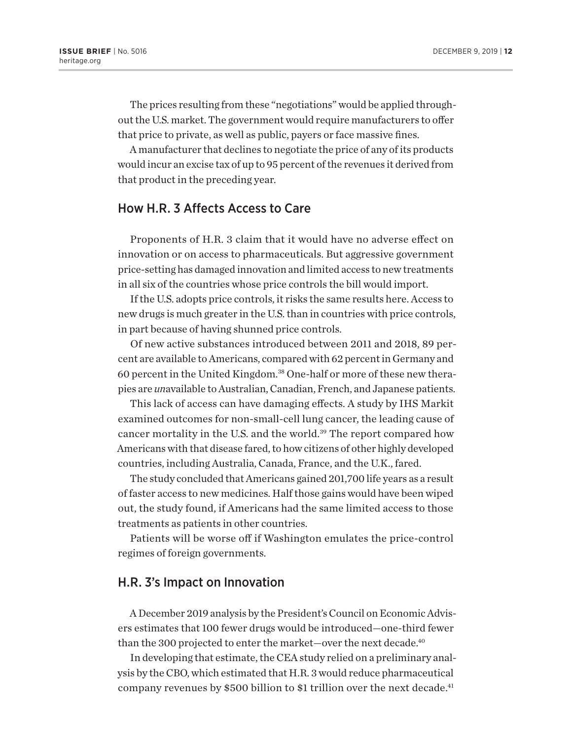The prices resulting from these "negotiations" would be applied throughout the U.S. market. The government would require manufacturers to offer that price to private, as well as public, payers or face massive fines.

A manufacturer that declines to negotiate the price of any of its products would incur an excise tax of up to 95 percent of the revenues it derived from that product in the preceding year.

## How H.R. 3 Affects Access to Care

Proponents of H.R. 3 claim that it would have no adverse effect on innovation or on access to pharmaceuticals. But aggressive government price-setting has damaged innovation and limited access to new treatments in all six of the countries whose price controls the bill would import.

If the U.S. adopts price controls, it risks the same results here. Access to new drugs is much greater in the U.S. than in countries with price controls, in part because of having shunned price controls.

Of new active substances introduced between 2011 and 2018, 89 percent are available to Americans, compared with 62 percent in Germany and 60 percent in the United Kingdom.[38] One-half or more of these new therapies are *un*available to Australian, Canadian, French, and Japanese patients.

This lack of access can have damaging effects. A study by IHS Markit examined outcomes for non-small-cell lung cancer, the leading cause of cancer mortality in the U.S. and the world.[39] The report compared how Americans with that disease fared, to how citizens of other highly developed countries, including Australia, Canada, France, and the U.K., fared.

The study concluded that Americans gained 201,700 life years as a result of faster access to new medicines. Half those gains would have been wiped out, the study found, if Americans had the same limited access to those treatments as patients in other countries.

Patients will be worse off if Washington emulates the price-control regimes of foreign governments.

## H.R. 3's Impact on Innovation

A December 2019 analysis by the President's Council on Economic Advisers estimates that 100 fewer drugs would be introduced—one-third fewer than the 300 projected to enter the market—over the next decade.[40]

In developing that estimate, the CEA study relied on a preliminary analysis by the CBO, which estimated that H.R. 3 would reduce pharmaceutical company revenues by $500 billion to $1 trillion over the next decade.[41]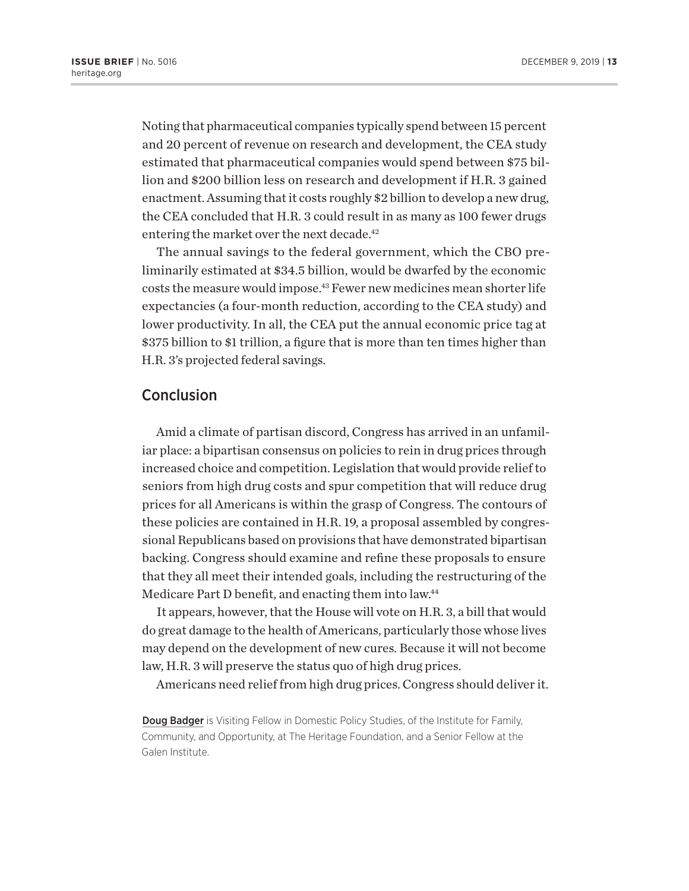Noting that pharmaceutical companies typically spend between 15 percent and 20 percent of revenue on research and development, the CEA study estimated that pharmaceutical companies would spend between $75 billion and $200 billion less on research and development if H.R. 3 gained enactment. Assuming that it costs roughly $2 billion to develop a new drug, the CEA concluded that H.R. 3 could result in as many as 100 fewer drugs entering the market over the next decade.[42]

The annual savings to the federal government, which the CBO preliminarily estimated at $34.5 billion, would be dwarfed by the economic costs the measure would impose.[43] Fewer new medicines mean shorter life expectancies (a four-month reduction, according to the CEA study) and lower productivity. In all, the CEA put the annual economic price tag at $375 billion to $1 trillion, a figure that is more than ten times higher than H.R. 3's projected federal savings.

## Conclusion

Amid a climate of partisan discord, Congress has arrived in an unfamiliar place: a bipartisan consensus on policies to rein in drug prices through increased choice and competition. Legislation that would provide relief to seniors from high drug costs and spur competition that will reduce drug prices for all Americans is within the grasp of Congress. The contours of these policies are contained in H.R. 19, a proposal assembled by congressional Republicans based on provisions that have demonstrated bipartisan backing. Congress should examine and refine these proposals to ensure that they all meet their intended goals, including the restructuring of the Medicare Part D benefit, and enacting them into law.[44]

It appears, however, that the House will vote on H.R. 3, a bill that would do great damage to the health of Americans, particularly those whose lives may depend on the development of new cures. Because it will not become law, H.R. 3 will preserve the status quo of high drug prices.

Americans need relief from high drug prices. Congress should deliver it.

**Doug Badger** is Visiting Fellow in Domestic Policy Studies, of the Institute for Family, Community, and Opportunity, at The Heritage Foundation, and a Senior Fellow at the Galen Institute.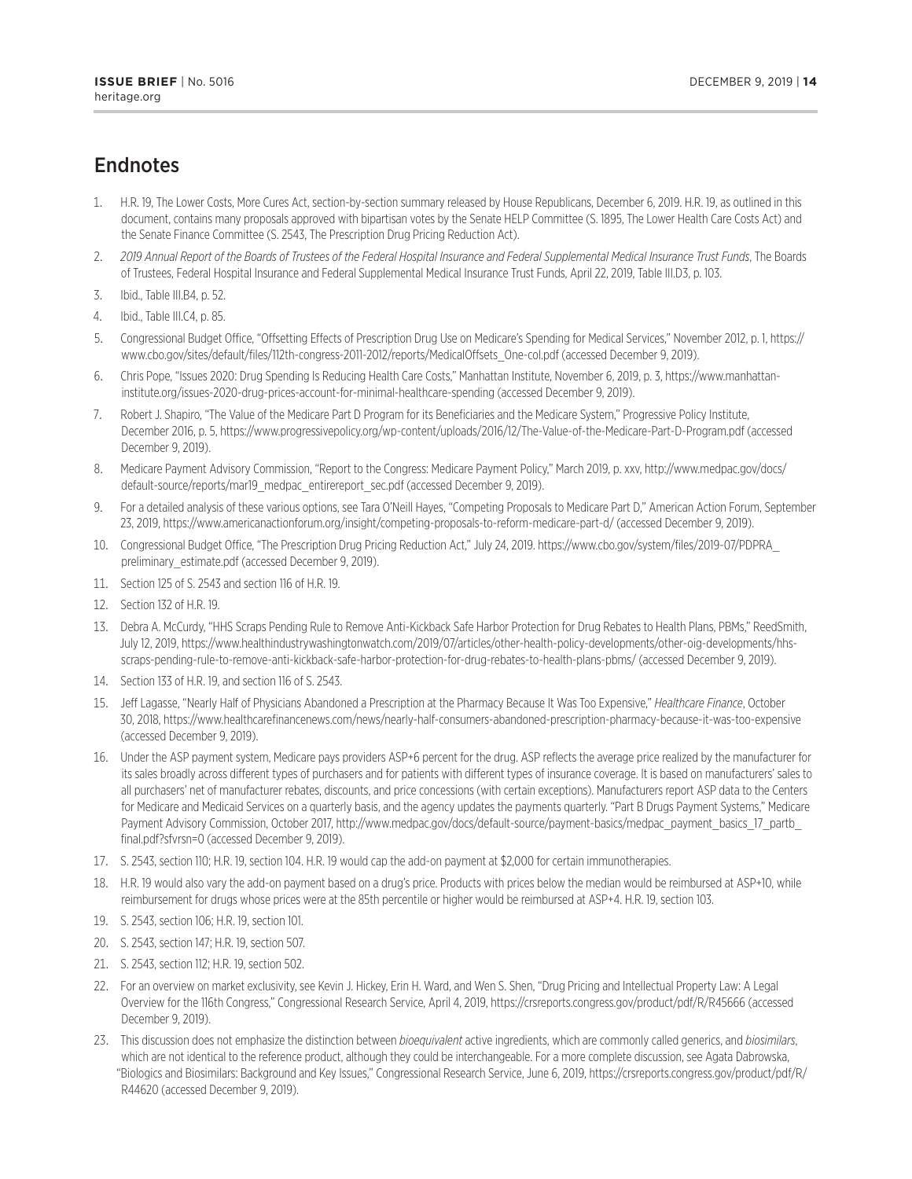## Endnotes

1. H.R. 19, The Lower Costs, More Cures Act, section-by-section summary released by House Republicans, December 6, 2019. H.R. 19, as outlined in this document, contains many proposals approved with bipartisan votes by the Senate HELP Committee (S. 1895, The Lower Health Care Costs Act) and the Senate Finance Committee (S. 2543, The Prescription Drug Pricing Reduction Act).
2. *2019 Annual Report of the Boards of Trustees of the Federal Hospital Insurance and Federal Supplemental Medical Insurance Trust Funds*, The Boards of Trustees, Federal Hospital Insurance and Federal Supplemental Medical Insurance Trust Funds, April 22, 2019, Table III.D3, p. 103.
3. Ibid., Table III.B4, p. 52.
4. Ibid., Table III.C4, p. 85.
5. Congressional Budget Office, "Offsetting Effects of Prescription Drug Use on Medicare's Spending for Medical Services," November 2012, p. 1, https://www.cbo.gov/sites/default/files/112th-congress-2011-2012/reports/MedicalOffsets_One-col.pdf (accessed December 9, 2019).
6. Chris Pope, "Issues 2020: Drug Spending Is Reducing Health Care Costs," Manhattan Institute, November 6, 2019, p. 3, https://www.manhattan-institute.org/issues-2020-drug-prices-account-for-minimal-healthcare-spending (accessed December 9, 2019).
7. Robert J. Shapiro, "The Value of the Medicare Part D Program for its Beneficiaries and the Medicare System," Progressive Policy Institute, December 2016, p. 5, https://www.progressivepolicy.org/wp-content/uploads/2016/12/The-Value-of-the-Medicare-Part-D-Program.pdf (accessed December 9, 2019).
8. Medicare Payment Advisory Commission, "Report to the Congress: Medicare Payment Policy," March 2019, p. xxv, http://www.medpac.gov/docs/default-source/reports/mar19_medpac_entirereport_sec.pdf (accessed December 9, 2019).
9. For a detailed analysis of these various options, see Tara O'Neill Hayes, "Competing Proposals to Medicare Part D," American Action Forum, September 23, 2019, https://www.americanactionforum.org/insight/competing-proposals-to-reform-medicare-part-d/ (accessed December 9, 2019).
10. Congressional Budget Office, "The Prescription Drug Pricing Reduction Act," July 24, 2019. https://www.cbo.gov/system/files/2019-07/PDPRA_preliminary_estimate.pdf (accessed December 9, 2019).
11. Section 125 of S. 2543 and section 116 of H.R. 19.
12. Section 132 of H.R. 19.
13. Debra A. McCurdy, "HHS Scraps Pending Rule to Remove Anti-Kickback Safe Harbor Protection for Drug Rebates to Health Plans, PBMs," ReedSmith, July 12, 2019, https://www.healthindustrywashingtonwatch.com/2019/07/articles/other-health-policy-developments/other-oig-developments/hhs-scraps-pending-rule-to-remove-anti-kickback-safe-harbor-protection-for-drug-rebates-to-health-plans-pbms/ (accessed December 9, 2019).
14. Section 133 of H.R. 19, and section 116 of S. 2543.
15. Jeff Lagasse, "Nearly Half of Physicians Abandoned a Prescription at the Pharmacy Because It Was Too Expensive," *Healthcare Finance*, October 30, 2018, https://www.healthcarefinancenews.com/news/nearly-half-consumers-abandoned-prescription-pharmacy-because-it-was-too-expensive (accessed December 9, 2019).
16. Under the ASP payment system, Medicare pays providers ASP+6 percent for the drug. ASP reflects the average price realized by the manufacturer for its sales broadly across different types of purchasers and for patients with different types of insurance coverage. It is based on manufacturers' sales to all purchasers' net of manufacturer rebates, discounts, and price concessions (with certain exceptions). Manufacturers report ASP data to the Centers for Medicare and Medicaid Services on a quarterly basis, and the agency updates the payments quarterly. "Part B Drugs Payment Systems," Medicare Payment Advisory Commission, October 2017, http://www.medpac.gov/docs/default-source/payment-basics/medpac_payment_basics_17_partb_final.pdf?sfvrsn=0 (accessed December 9, 2019).
17. S. 2543, section 110; H.R. 19, section 104. H.R. 19 would cap the add-on payment at $2,000 for certain immunotherapies.
18. H.R. 19 would also vary the add-on payment based on a drug's price. Products with prices below the median would be reimbursed at ASP+10, while reimbursement for drugs whose prices were at the 85th percentile or higher would be reimbursed at ASP+4. H.R. 19, section 103.
19. S. 2543, section 106; H.R. 19, section 101.
20. S. 2543, section 147; H.R. 19, section 507.
21. S. 2543, section 112; H.R. 19, section 502.
22. For an overview on market exclusivity, see Kevin J. Hickey, Erin H. Ward, and Wen S. Shen, "Drug Pricing and Intellectual Property Law: A Legal Overview for the 116th Congress," Congressional Research Service, April 4, 2019, https://crsreports.congress.gov/product/pdf/R/R45666 (accessed December 9, 2019).
23. This discussion does not emphasize the distinction between *bioequivalent* active ingredients, which are commonly called generics, and *biosimilars*, which are not identical to the reference product, although they could be interchangeable. For a more complete discussion, see Agata Dabrowska, "Biologics and Biosimilars: Background and Key Issues," Congressional Research Service, June 6, 2019, https://crsreports.congress.gov/product/pdf/R/R44620 (accessed December 9, 2019).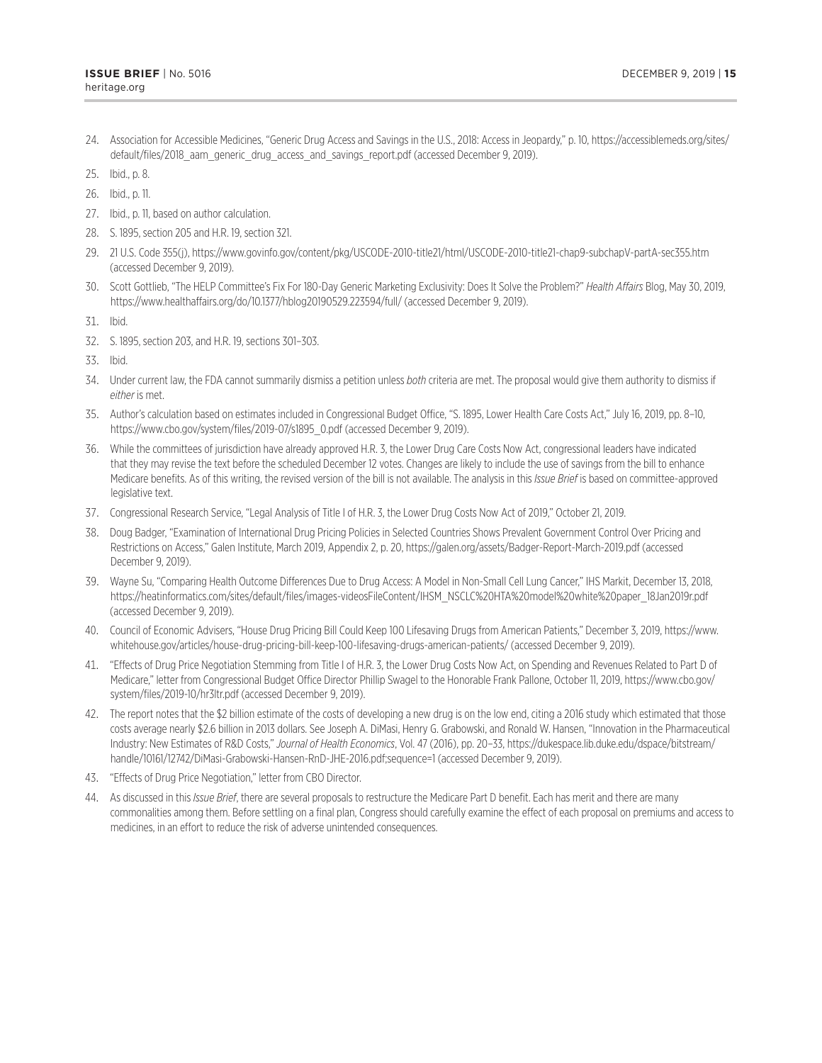24. Association for Accessible Medicines, "Generic Drug Access and Savings in the U.S., 2018: Access in Jeopardy," p. 10, https://accessiblemeds.org/sites/default/files/2018_aam_generic_drug_access_and_savings_report.pdf (accessed December 9, 2019).
25. Ibid., p. 8.
26. Ibid., p. 11.
27. Ibid., p. 11, based on author calculation.
28. S. 1895, section 205 and H.R. 19, section 321.
29. 21 U.S. Code 355(j), https://www.govinfo.gov/content/pkg/USCODE-2010-title21/html/USCODE-2010-title21-chap9-subchapV-partA-sec355.htm (accessed December 9, 2019).
30. Scott Gottlieb, "The HELP Committee's Fix For 180-Day Generic Marketing Exclusivity: Does It Solve the Problem?" *Health Affairs* Blog, May 30, 2019, https://www.healthaffairs.org/do/10.1377/hblog20190529.223594/full/ (accessed December 9, 2019).
31. Ibid.
32. S. 1895, section 203, and H.R. 19, sections 301–303.
33. Ibid.
34. Under current law, the FDA cannot summarily dismiss a petition unless *both* criteria are met. The proposal would give them authority to dismiss if *either* is met.
35. Author's calculation based on estimates included in Congressional Budget Office, "S. 1895, Lower Health Care Costs Act," July 16, 2019, pp. 8–10, https://www.cbo.gov/system/files/2019-07/s1895_0.pdf (accessed December 9, 2019).
36. While the committees of jurisdiction have already approved H.R. 3, the Lower Drug Care Costs Now Act, congressional leaders have indicated that they may revise the text before the scheduled December 12 votes. Changes are likely to include the use of savings from the bill to enhance Medicare benefits. As of this writing, the revised version of the bill is not available. The analysis in this *Issue Brief* is based on committee-approved legislative text.
37. Congressional Research Service, "Legal Analysis of Title I of H.R. 3, the Lower Drug Costs Now Act of 2019," October 21, 2019.
38. Doug Badger, "Examination of International Drug Pricing Policies in Selected Countries Shows Prevalent Government Control Over Pricing and Restrictions on Access," Galen Institute, March 2019, Appendix 2, p. 20, https://galen.org/assets/Badger-Report-March-2019.pdf (accessed December 9, 2019).
39. Wayne Su, "Comparing Health Outcome Differences Due to Drug Access: A Model in Non-Small Cell Lung Cancer," IHS Markit, December 13, 2018, https://heatinformatics.com/sites/default/files/images-videosFileContent/IHSM_NSCLC%20HTA%20model%20white%20paper_18Jan2019r.pdf (accessed December 9, 2019).
40. Council of Economic Advisers, "House Drug Pricing Bill Could Keep 100 Lifesaving Drugs from American Patients," December 3, 2019, https://www.whitehouse.gov/articles/house-drug-pricing-bill-keep-100-lifesaving-drugs-american-patients/ (accessed December 9, 2019).
41. "Effects of Drug Price Negotiation Stemming from Title I of H.R. 3, the Lower Drug Costs Now Act, on Spending and Revenues Related to Part D of Medicare," letter from Congressional Budget Office Director Phillip Swagel to the Honorable Frank Pallone, October 11, 2019, https://www.cbo.gov/system/files/2019-10/hr3ltr.pdf (accessed December 9, 2019).
42. The report notes that the $2 billion estimate of the costs of developing a new drug is on the low end, citing a 2016 study which estimated that those costs average nearly $2.6 billion in 2013 dollars. See Joseph A. DiMasi, Henry G. Grabowski, and Ronald W. Hansen, "Innovation in the Pharmaceutical Industry: New Estimates of R&D Costs," *Journal of Health Economics*, Vol. 47 (2016), pp. 20–33, https://dukespace.lib.duke.edu/dspace/bitstream/handle/10161/12742/DiMasi-Grabowski-Hansen-RnD-JHE-2016.pdf;sequence=1 (accessed December 9, 2019).
43. "Effects of Drug Price Negotiation," letter from CBO Director.
44. As discussed in this *Issue Brief*, there are several proposals to restructure the Medicare Part D benefit. Each has merit and there are many commonalities among them. Before settling on a final plan, Congress should carefully examine the effect of each proposal on premiums and access to medicines, in an effort to reduce the risk of adverse unintended consequences.